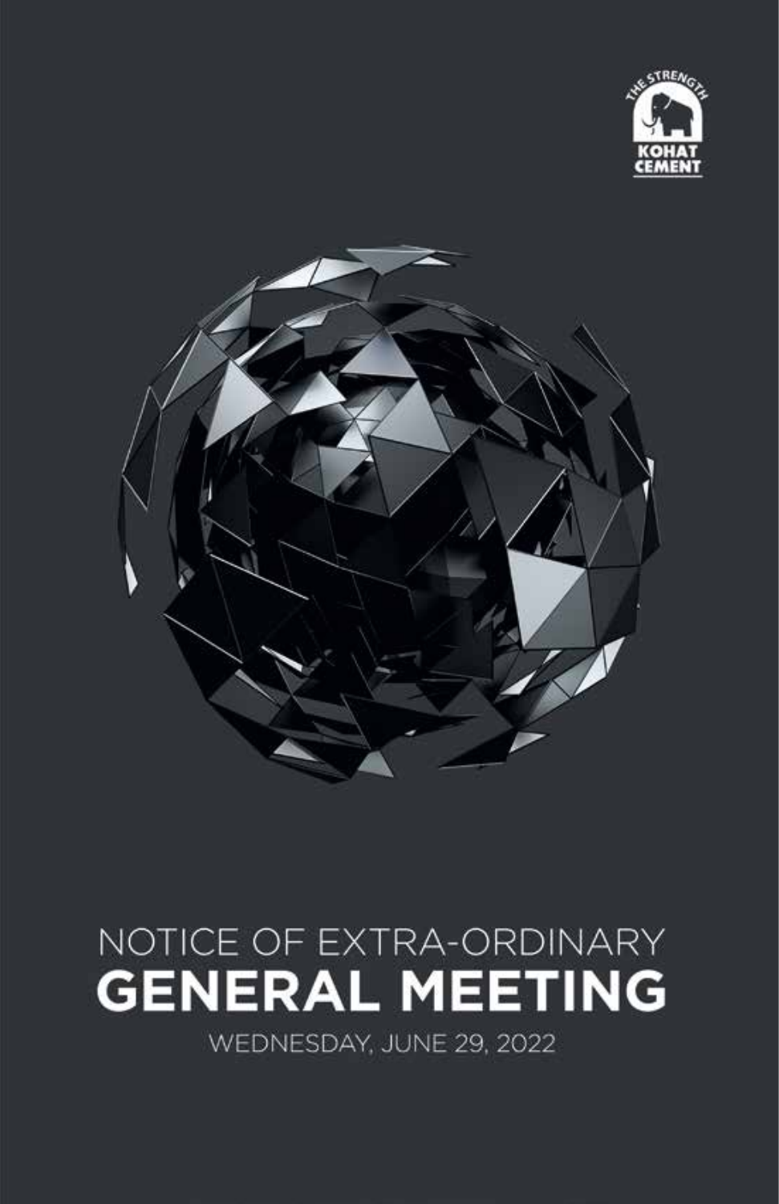THE STRENGTH

KOHAT CEMENT

NOTICE OF EXTRA-ORDINARY

# GENERAL MEETING

WEDNESDAY, JUNE 29, 2022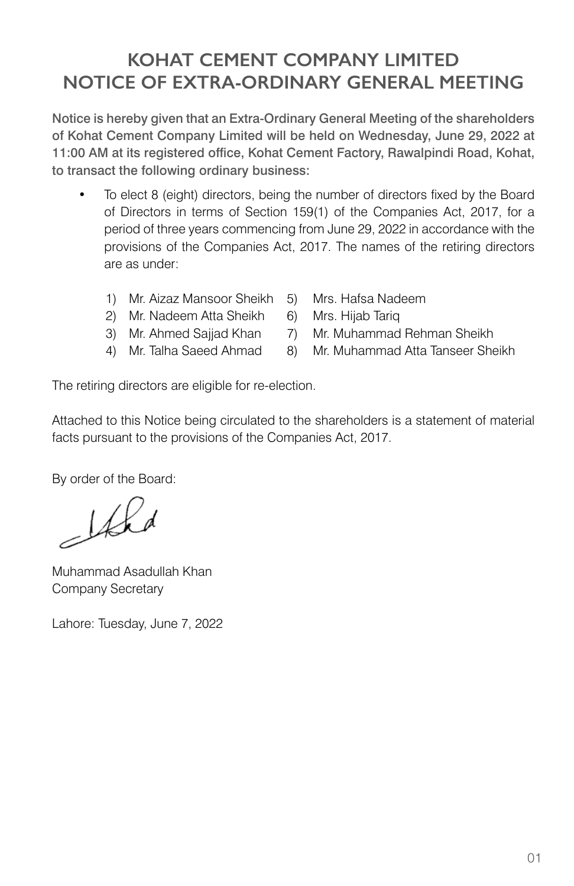# KOHAT CEMENT COMPANY LIMITED
# NOTICE OF EXTRA-ORDINARY GENERAL MEETING

**Notice is hereby given that an Extra-Ordinary General Meeting of the shareholders of Kohat Cement Company Limited will be held on Wednesday, June 29, 2022 at 11:00 AM at its registered office, Kohat Cement Factory, Rawalpindi Road, Kohat, to transact the following ordinary business:**

- To elect 8 (eight) directors, being the number of directors fixed by the Board of Directors in terms of Section 159(1) of the Companies Act, 2017, for a period of three years commencing from June 29, 2022 in accordance with the provisions of the Companies Act, 2017. The names of the retiring directors are as under:

  1) Mr. Aizaz Mansoor Sheikh
  2) Mr. Nadeem Atta Sheikh
  3) Mr. Ahmed Sajjad Khan
  4) Mr. Talha Saeed Ahmad
  5) Mrs. Hafsa Nadeem
  6) Mrs. Hijab Tariq
  7) Mr. Muhammad Rehman Sheikh
  8) Mr. Muhammad Atta Tanseer Sheikh

The retiring directors are eligible for re-election.

Attached to this Notice being circulated to the shareholders is a statement of material facts pursuant to the provisions of the Companies Act, 2017.

By order of the Board:

Muhammad Asadullah Khan
Company Secretary

Lahore: Tuesday, June 7, 2022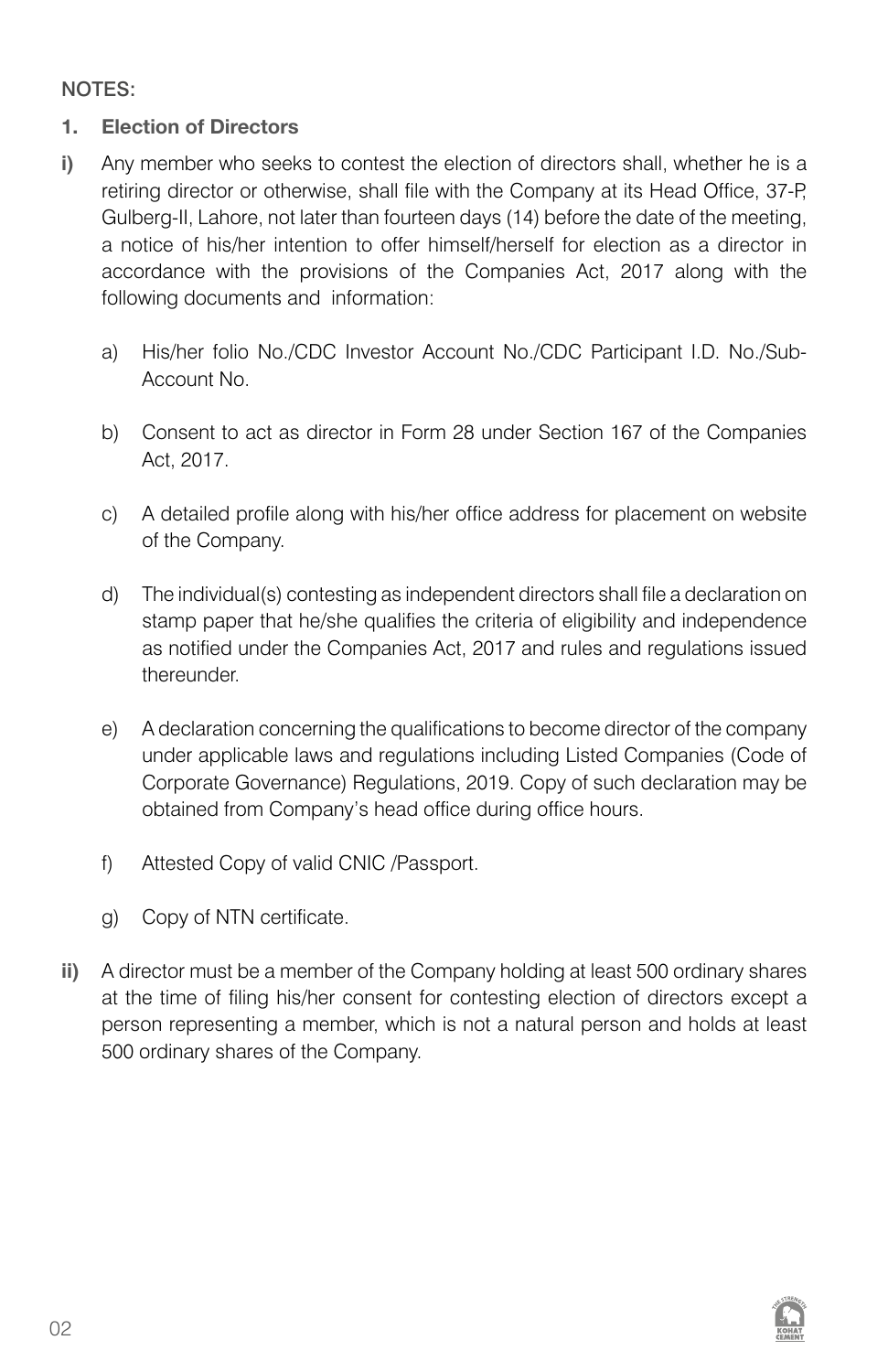NOTES:

**1. Election of Directors**

**i)** Any member who seeks to contest the election of directors shall, whether he is a retiring director or otherwise, shall file with the Company at its Head Office, 37-P, Gulberg-II, Lahore, not later than fourteen days (14) before the date of the meeting, a notice of his/her intention to offer himself/herself for election as a director in accordance with the provisions of the Companies Act, 2017 along with the following documents and information:

a) His/her folio No./CDC Investor Account No./CDC Participant I.D. No./Sub-Account No.

b) Consent to act as director in Form 28 under Section 167 of the Companies Act, 2017.

c) A detailed profile along with his/her office address for placement on website of the Company.

d) The individual(s) contesting as independent directors shall file a declaration on stamp paper that he/she qualifies the criteria of eligibility and independence as notified under the Companies Act, 2017 and rules and regulations issued thereunder.

e) A declaration concerning the qualifications to become director of the company under applicable laws and regulations including Listed Companies (Code of Corporate Governance) Regulations, 2019. Copy of such declaration may be obtained from Company's head office during office hours.

f) Attested Copy of valid CNIC /Passport.

g) Copy of NTN certificate.

**ii)** A director must be a member of the Company holding at least 500 ordinary shares at the time of filing his/her consent for contesting election of directors except a person representing a member, which is not a natural person and holds at least 500 ordinary shares of the Company.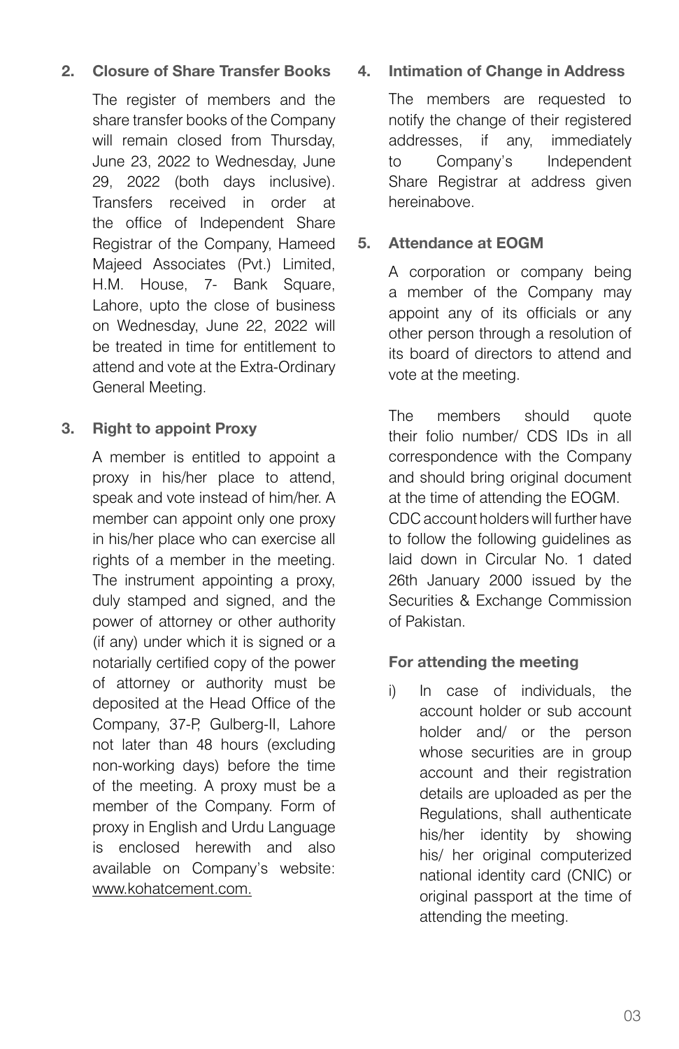**2. Closure of Share Transfer Books**

The register of members and the share transfer books of the Company will remain closed from Thursday, June 23, 2022 to Wednesday, June 29, 2022 (both days inclusive). Transfers received in order at the office of Independent Share Registrar of the Company, Hameed Majeed Associates (Pvt.) Limited, H.M. House, 7- Bank Square, Lahore, upto the close of business on Wednesday, June 22, 2022 will be treated in time for entitlement to attend and vote at the Extra-Ordinary General Meeting.

**3. Right to appoint Proxy**

A member is entitled to appoint a proxy in his/her place to attend, speak and vote instead of him/her. A member can appoint only one proxy in his/her place who can exercise all rights of a member in the meeting. The instrument appointing a proxy, duly stamped and signed, and the power of attorney or other authority (if any) under which it is signed or a notarially certified copy of the power of attorney or authority must be deposited at the Head Office of the Company, 37-P, Gulberg-II, Lahore not later than 48 hours (excluding non-working days) before the time of the meeting. A proxy must be a member of the Company. Form of proxy in English and Urdu Language is enclosed herewith and also available on Company's website: www.kohatcement.com.

**4. Intimation of Change in Address**

The members are requested to notify the change of their registered addresses, if any, immediately to Company's Independent Share Registrar at address given hereinabove.

**5. Attendance at EOGM**

A corporation or company being a member of the Company may appoint any of its officials or any other person through a resolution of its board of directors to attend and vote at the meeting.

The members should quote their folio number/ CDS IDs in all correspondence with the Company and should bring original document at the time of attending the EOGM. CDC account holders will further have to follow the following guidelines as laid down in Circular No. 1 dated 26th January 2000 issued by the Securities & Exchange Commission of Pakistan.

**For attending the meeting**

i) In case of individuals, the account holder or sub account holder and/ or the person whose securities are in group account and their registration details are uploaded as per the Regulations, shall authenticate his/her identity by showing his/ her original computerized national identity card (CNIC) or original passport at the time of attending the meeting.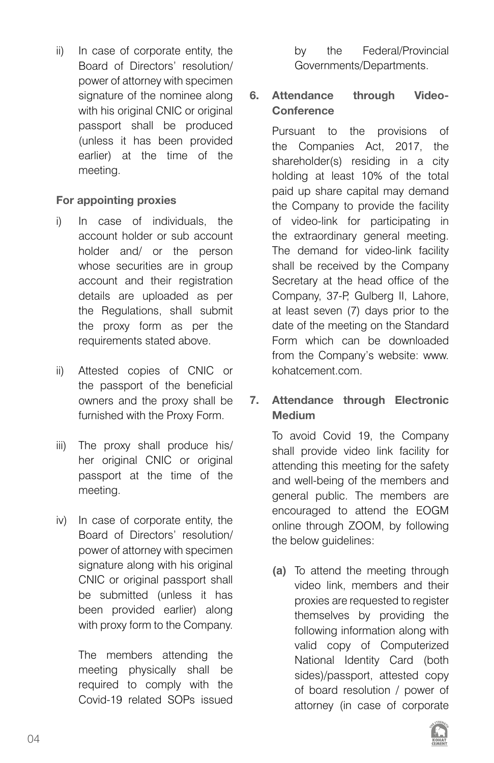ii) In case of corporate entity, the Board of Directors' resolution/ power of attorney with specimen signature of the nominee along with his original CNIC or original passport shall be produced (unless it has been provided earlier) at the time of the meeting.

**For appointing proxies**

i) In case of individuals, the account holder or sub account holder and/ or the person whose securities are in group account and their registration details are uploaded as per the Regulations, shall submit the proxy form as per the requirements stated above.

ii) Attested copies of CNIC or the passport of the beneficial owners and the proxy shall be furnished with the Proxy Form.

iii) The proxy shall produce his/ her original CNIC or original passport at the time of the meeting.

iv) In case of corporate entity, the Board of Directors' resolution/ power of attorney with specimen signature along with his original CNIC or original passport shall be submitted (unless it has been provided earlier) along with proxy form to the Company.

The members attending the meeting physically shall be required to comply with the Covid-19 related SOPs issued by the Federal/Provincial Governments/Departments.

**6. Attendance through Video-Conference**

Pursuant to the provisions of the Companies Act, 2017, the shareholder(s) residing in a city holding at least 10% of the total paid up share capital may demand the Company to provide the facility of video-link for participating in the extraordinary general meeting. The demand for video-link facility shall be received by the Company Secretary at the head office of the Company, 37-P, Gulberg II, Lahore, at least seven (7) days prior to the date of the meeting on the Standard Form which can be downloaded from the Company's website: www.kohatcement.com.

**7. Attendance through Electronic Medium**

To avoid Covid 19, the Company shall provide video link facility for attending this meeting for the safety and well-being of the members and general public. The members are encouraged to attend the EOGM online through ZOOM, by following the below guidelines:

**(a)** To attend the meeting through video link, members and their proxies are requested to register themselves by providing the following information along with valid copy of Computerized National Identity Card (both sides)/passport, attested copy of board resolution / power of attorney (in case of corporate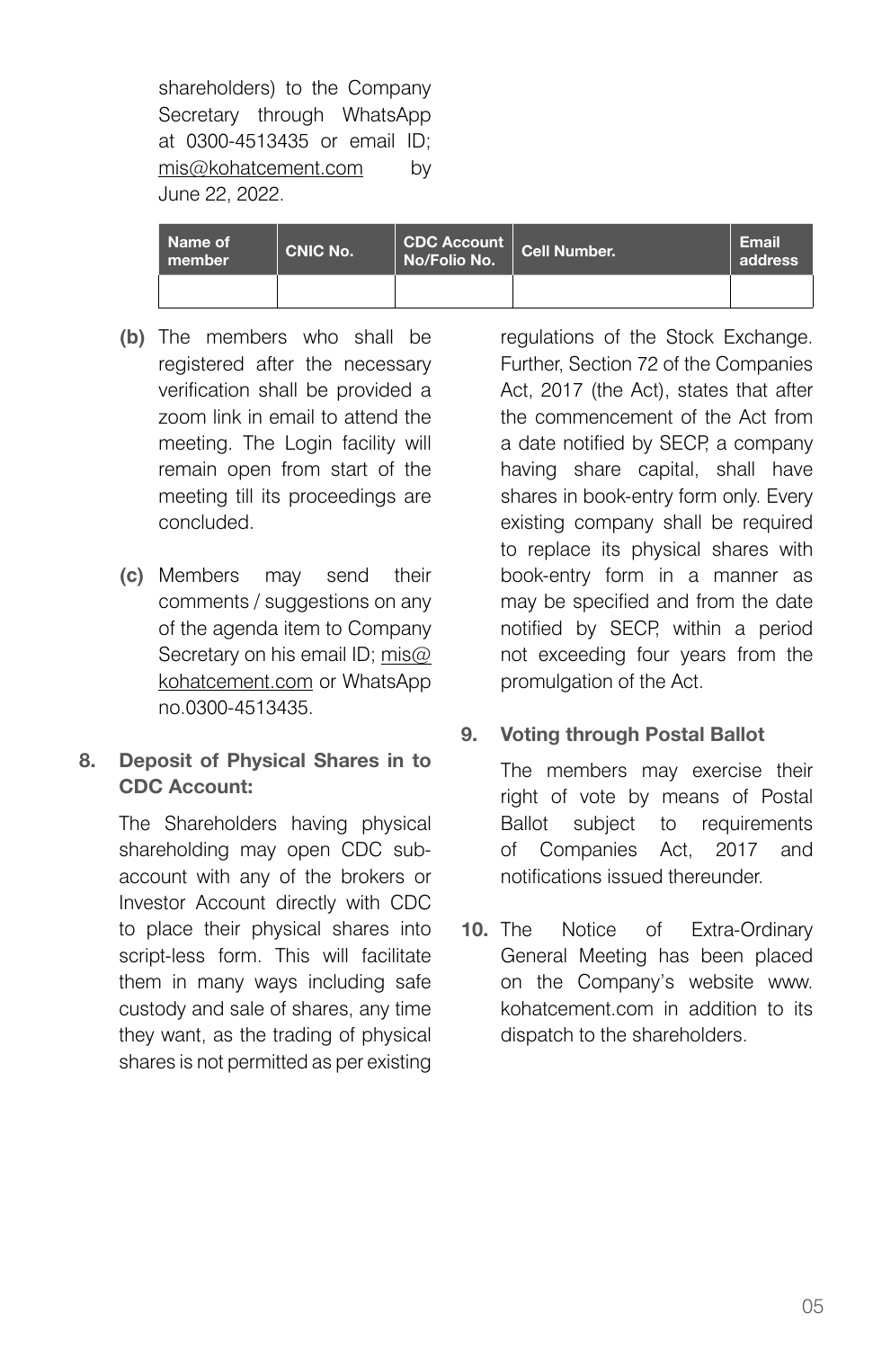shareholders) to the Company Secretary through WhatsApp at 0300-4513435 or email ID; mis@kohatcement.com by June 22, 2022.

| Name of member | CNIC No. | CDC Account No/Folio No. | Cell Number. | Email address |
|---|---|---|---|---|
| | | | | |

**(b)** The members who shall be registered after the necessary verification shall be provided a zoom link in email to attend the meeting. The Login facility will remain open from start of the meeting till its proceedings are concluded.

**(c)** Members may send their comments / suggestions on any of the agenda item to Company Secretary on his email ID; mis@kohatcement.com or WhatsApp no.0300-4513435.

**8. Deposit of Physical Shares in to CDC Account:**

The Shareholders having physical shareholding may open CDC sub-account with any of the brokers or Investor Account directly with CDC to place their physical shares into script-less form. This will facilitate them in many ways including safe custody and sale of shares, any time they want, as the trading of physical shares is not permitted as per existing regulations of the Stock Exchange. Further, Section 72 of the Companies Act, 2017 (the Act), states that after the commencement of the Act from a date notified by SECP, a company having share capital, shall have shares in book-entry form only. Every existing company shall be required to replace its physical shares with book-entry form in a manner as may be specified and from the date notified by SECP, within a period not exceeding four years from the promulgation of the Act.

**9. Voting through Postal Ballot**

The members may exercise their right of vote by means of Postal Ballot subject to requirements of Companies Act, 2017 and notifications issued thereunder.

**10.** The Notice of Extra-Ordinary General Meeting has been placed on the Company's website www.kohatcement.com in addition to its dispatch to the shareholders.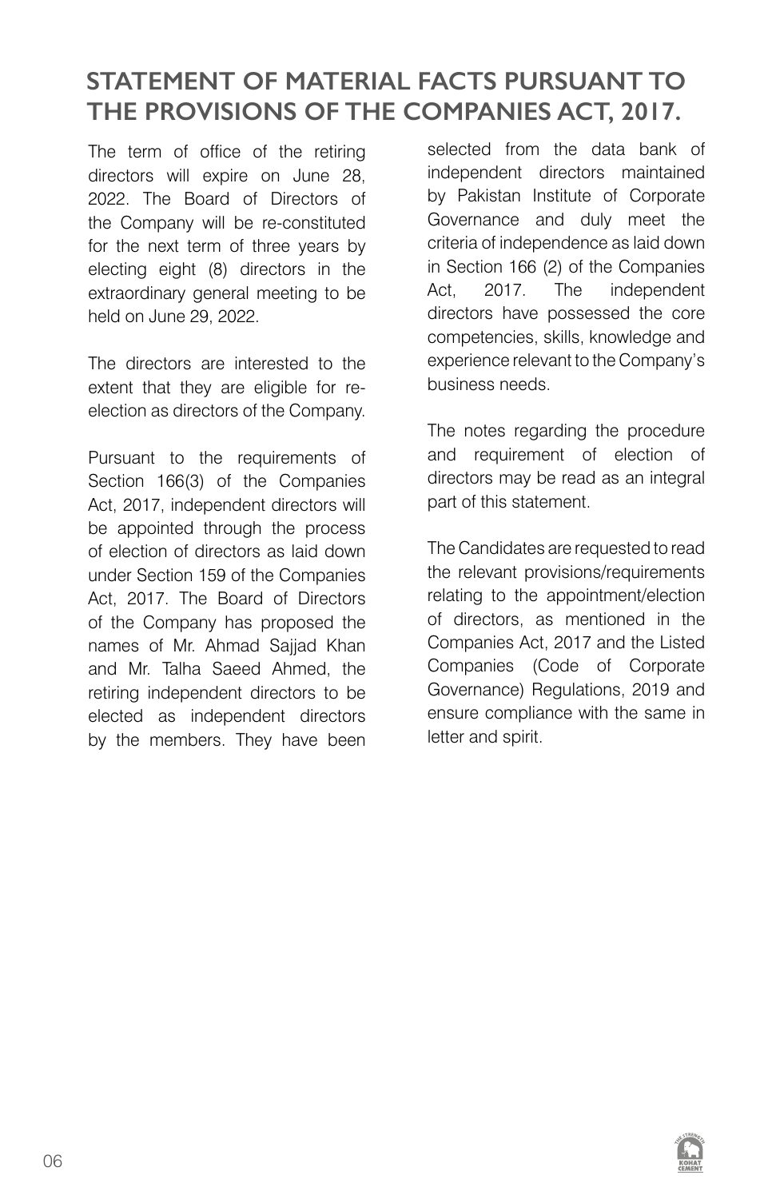# STATEMENT OF MATERIAL FACTS PURSUANT TO THE PROVISIONS OF THE COMPANIES ACT, 2017.

The term of office of the retiring directors will expire on June 28, 2022. The Board of Directors of the Company will be re-constituted for the next term of three years by electing eight (8) directors in the extraordinary general meeting to be held on June 29, 2022.

The directors are interested to the extent that they are eligible for re-election as directors of the Company.

Pursuant to the requirements of Section 166(3) of the Companies Act, 2017, independent directors will be appointed through the process of election of directors as laid down under Section 159 of the Companies Act, 2017. The Board of Directors of the Company has proposed the names of Mr. Ahmad Sajjad Khan and Mr. Talha Saeed Ahmed, the retiring independent directors to be elected as independent directors by the members. They have been selected from the data bank of independent directors maintained by Pakistan Institute of Corporate Governance and duly meet the criteria of independence as laid down in Section 166 (2) of the Companies Act, 2017. The independent directors have possessed the core competencies, skills, knowledge and experience relevant to the Company's business needs.

The notes regarding the procedure and requirement of election of directors may be read as an integral part of this statement.

The Candidates are requested to read the relevant provisions/requirements relating to the appointment/election of directors, as mentioned in the Companies Act, 2017 and the Listed Companies (Code of Corporate Governance) Regulations, 2019 and ensure compliance with the same in letter and spirit.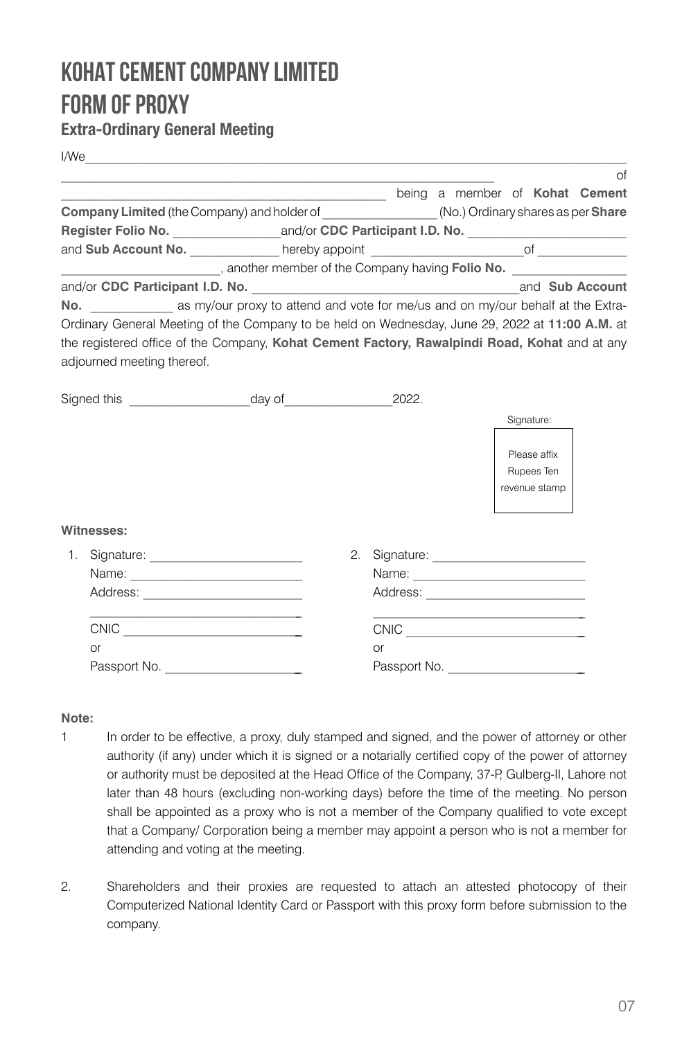# KOHAT CEMENT COMPANY LIMITED

# FORM OF PROXY

### Extra-Ordinary General Meeting

I/We_______________________________________________________________________________ _____________________________________________________________ of _______________________________________________ being a member of **Kohat Cement Company Limited** (the Company) and holder of _______________ (No.) Ordinary shares as per **Share Register Folio No.** _______________and/or **CDC Participant I.D. No.** ______________________ and **Sub Account No.** ____________ hereby appoint _____________________of ____________ ______________________, another member of the Company having **Folio No.** _______________ and/or **CDC Participant I.D. No.** ______________________________________and **Sub Account No.** ___________ as my/our proxy to attend and vote for me/us and on my/our behalf at the Extra-Ordinary General Meeting of the Company to be held on Wednesday, June 29, 2022 at **11:00 A.M.** at the registered office of the Company, **Kohat Cement Factory, Rawalpindi Road, Kohat** and at any adjourned meeting thereof.

Signed this _________________day of_______________2022.

Signature:

Please affix Rupees Ten revenue stamp

**Witnesses:**

1. Signature: ______________________
   Name: _________________________
   Address: _______________________
   _______________________________
   CNIC __________________________
   or
   Passport No. ___________________

2. Signature: ______________________
   Name: _________________________
   Address: _______________________
   _______________________________
   CNIC __________________________
   or
   Passport No. ___________________

**Note:**

1. In order to be effective, a proxy, duly stamped and signed, and the power of attorney or other authority (if any) under which it is signed or a notarially certified copy of the power of attorney or authority must be deposited at the Head Office of the Company, 37-P, Gulberg-II, Lahore not later than 48 hours (excluding non-working days) before the time of the meeting. No person shall be appointed as a proxy who is not a member of the Company qualified to vote except that a Company/ Corporation being a member may appoint a person who is not a member for attending and voting at the meeting.

2. Shareholders and their proxies are requested to attach an attested photocopy of their Computerized National Identity Card or Passport with this proxy form before submission to the company.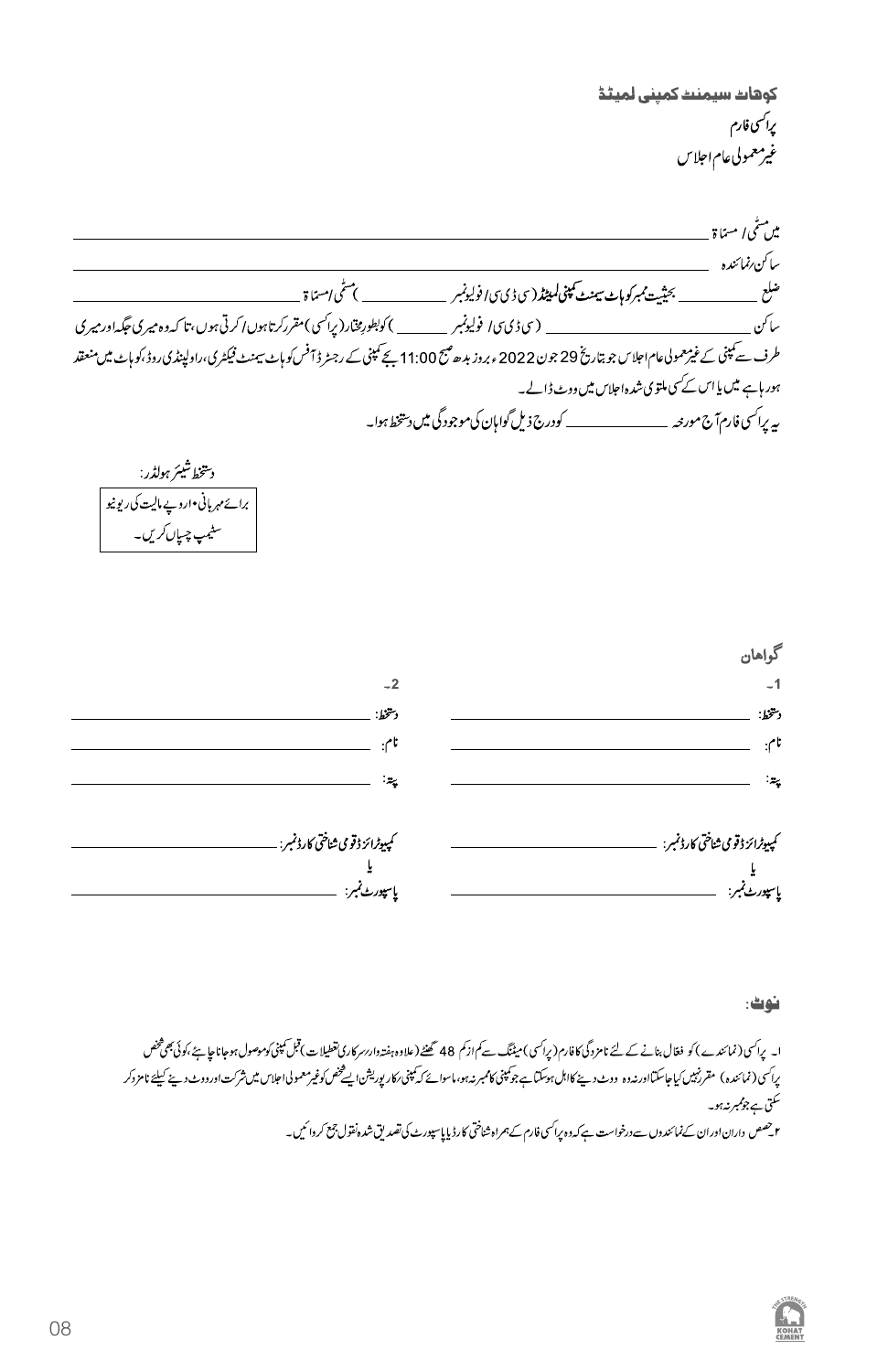**کوہاٹ سیمنٹ کمپنی لمیٹڈ**

**پراکسی فارم**

**غیرمعمولی عام اجلاس**

میں مسمّی / مسماۃ ______________________________________________

ساکن/رہائندہ ______________________________________________

ضلع __________ بحیثیت ممبر کوہاٹ سیمنٹ کمپنی لمیٹڈ (سی ڈی سی / فولیو نمبر __________) مسمّی / مسماۃ ______________________

ساکن ______________ (سی ڈی سی / فولیو نمبر __________) کو بطور مختار (پراکسی) مقرر کرتا ہوں / کرتی ہوں، تاکہ وہ میری جگہ اور میری طرف سے کمپنی کے غیر معمولی عام اجلاس جو بتاریخ 29 جون 2022ء بروز بدھ صبح 11:00 بجے کمپنی کے رجسٹرڈ آفس کوہاٹ سیمنٹ فیکٹری، راولپنڈی روڈ، کوہاٹ میں منعقد ہو رہا ہے میں یا اس کے کسی ملتوی شدہ اجلاس میں ووٹ ڈالے۔

یہ پراکسی فارم آج مورخہ __________ کو درج ذیل گواہان کی موجودگی میں دستخط ہوا۔

دستخط شیئر ہولڈر:

| برائے مہربانی ۱۰ روپے مالیت کی ریونیو سٹیمپ چسپاں کریں۔ |
|---|

**گواہان**

| ۱- | ۲- |
|---|---|
| دستخط: ______________ | دستخط: ______________ |
| نام: ______________ | نام: ______________ |
| پتہ: ______________ | پتہ: ______________ |
| کمپیوٹرائزڈ قومی شناختی کارڈ نمبر: ______________ | کمپیوٹرائزڈ قومی شناختی کارڈ نمبر: ______________ |
| یا | یا |
| پاسپورٹ نمبر: ______________ | پاسپورٹ نمبر: ______________ |

**نوٹ:**

۱- پراکسی (نمائندے) کو فعال بنانے کے لئے نامزدگی کا فارم (پراکسی) میٹنگ سے کم از کم 48 گھنٹے (علاوہ ہفتہ وار / سرکاری تعطیلات) قبل کمپنی کو موصول ہو جانا چاہئے، کوئی بھی شخص پراکسی (نمائندہ) مقرر نہیں کیا جا سکتا اور نہ وہ ووٹ دینے کا اہل ہو سکتا ہے جو کمپنی کا ممبر نہ ہو، ماسوائے کہ کمپنی / کارپوریشن ایسے شخص کو غیر معمولی اجلاس میں شرکت اور ووٹ دینے کیلئے نامزد کر سکتی ہے جو ممبر نہ ہو۔

۲- حصص داران اور ان کے نمائندوں سے درخواست ہے کہ وہ پراکسی فارم کے ہمراہ شناختی کارڈ یا پاسپورٹ کی تصدیق شدہ نقول جمع کروائیں۔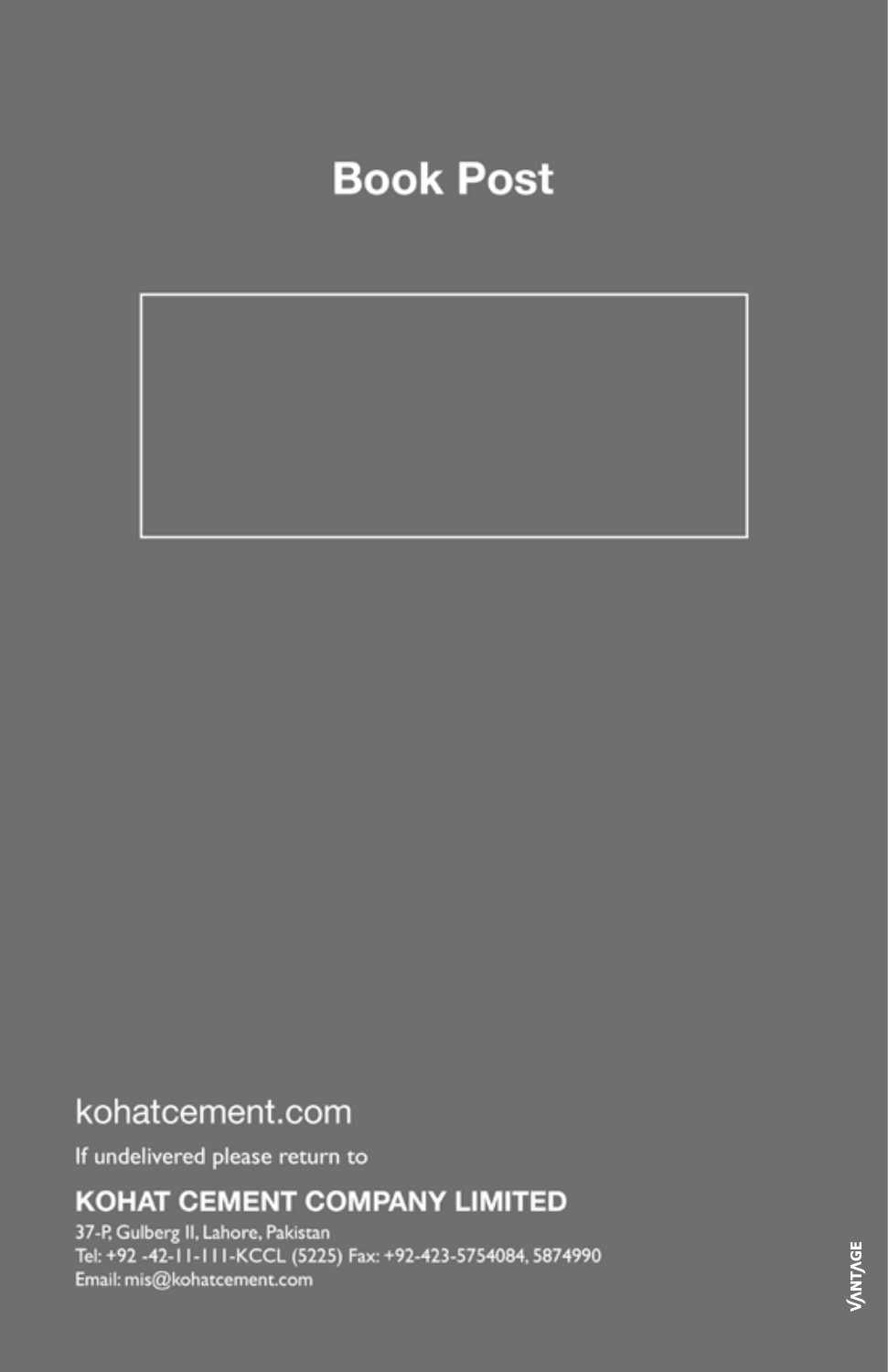# Book Post

kohatcement.com

If undelivered please return to

**KOHAT CEMENT COMPANY LIMITED**

37-P, Gulberg II, Lahore, Pakistan
Tel: +92 -42-11-111-KCCL (5225) Fax: +92-423-5754084, 5874990
Email: mis@kohatcement.com

VANTAGE